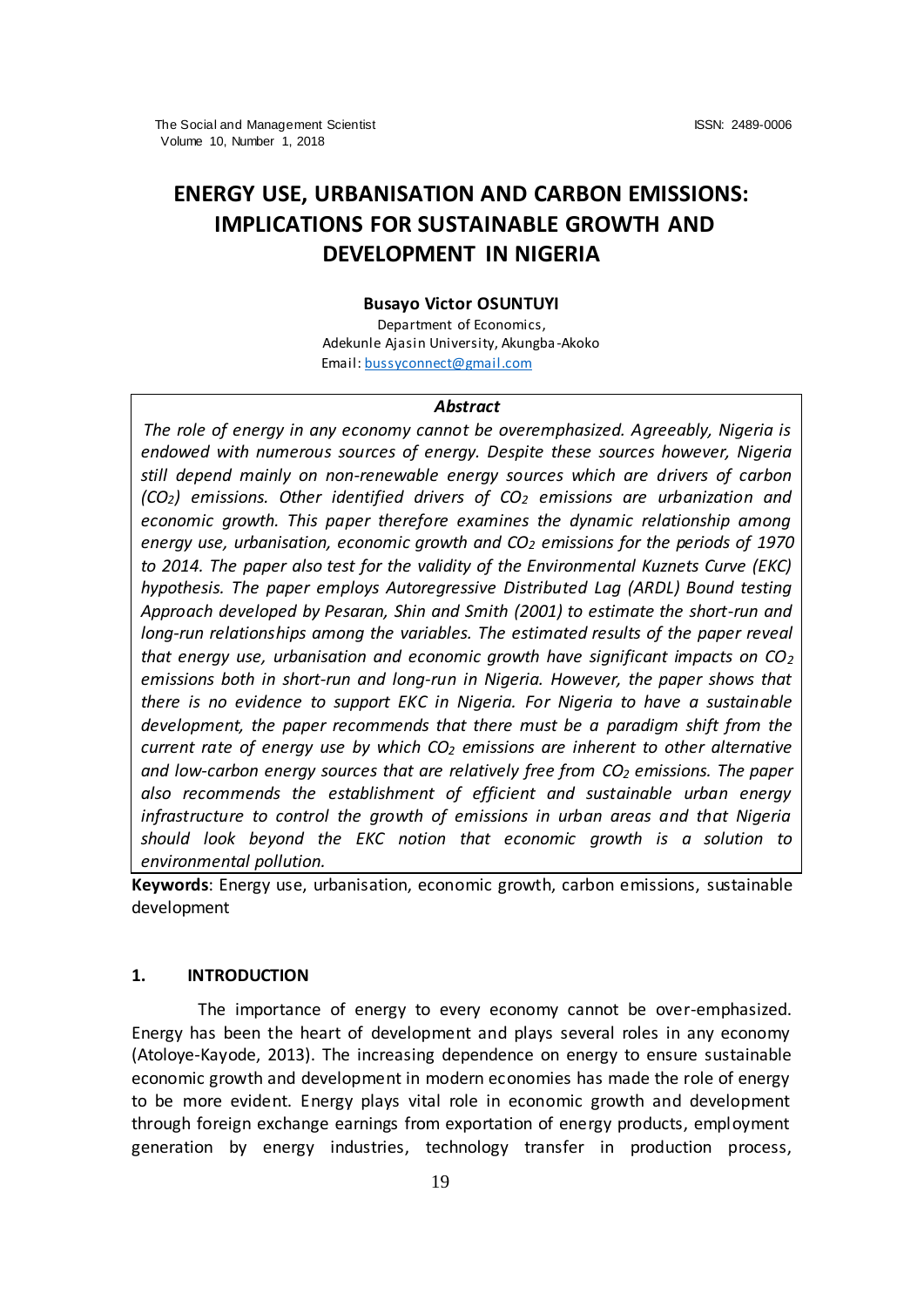# ENERGY USE, URBANISATION AND CARBON EMISSIONS: IMPLICATIONS FOR SUSTAINABLE GROWTH AND DEVELOPMENT IN NIGERIA

**Busayo Victor OSUNTUYI**

Department of Economics,
Adekunle Ajasin University, Akungba-Akoko
Email: bussyconnect@gmail.com

***Abstract***

*The role of energy in any economy cannot be overemphasized. Agreeably, Nigeria is endowed with numerous sources of energy. Despite these sources however, Nigeria still depend mainly on non-renewable energy sources which are drivers of carbon ($CO_2$) emissions. Other identified drivers of $CO_2$ emissions are urbanization and economic growth. This paper therefore examines the dynamic relationship among energy use, urbanisation, economic growth and $CO_2$ emissions for the periods of 1970 to 2014. The paper also test for the validity of the Environmental Kuznets Curve (EKC) hypothesis. The paper employs Autoregressive Distributed Lag (ARDL) Bound testing Approach developed by Pesaran, Shin and Smith (2001) to estimate the short-run and long-run relationships among the variables. The estimated results of the paper reveal that energy use, urbanisation and economic growth have significant impacts on $CO_2$ emissions both in short-run and long-run in Nigeria. However, the paper shows that there is no evidence to support EKC in Nigeria. For Nigeria to have a sustainable development, the paper recommends that there must be a paradigm shift from the current rate of energy use by which $CO_2$ emissions are inherent to other alternative and low-carbon energy sources that are relatively free from $CO_2$ emissions. The paper also recommends the establishment of efficient and sustainable urban energy infrastructure to control the growth of emissions in urban areas and that Nigeria should look beyond the EKC notion that economic growth is a solution to environmental pollution.*

**Keywords**: Energy use, urbanisation, economic growth, carbon emissions, sustainable development

## 1. INTRODUCTION

The importance of energy to every economy cannot be over-emphasized. Energy has been the heart of development and plays several roles in any economy (Atoloye-Kayode, 2013). The increasing dependence on energy to ensure sustainable economic growth and development in modern economies has made the role of energy to be more evident. Energy plays vital role in economic growth and development through foreign exchange earnings from exportation of energy products, employment generation by energy industries, technology transfer in production process,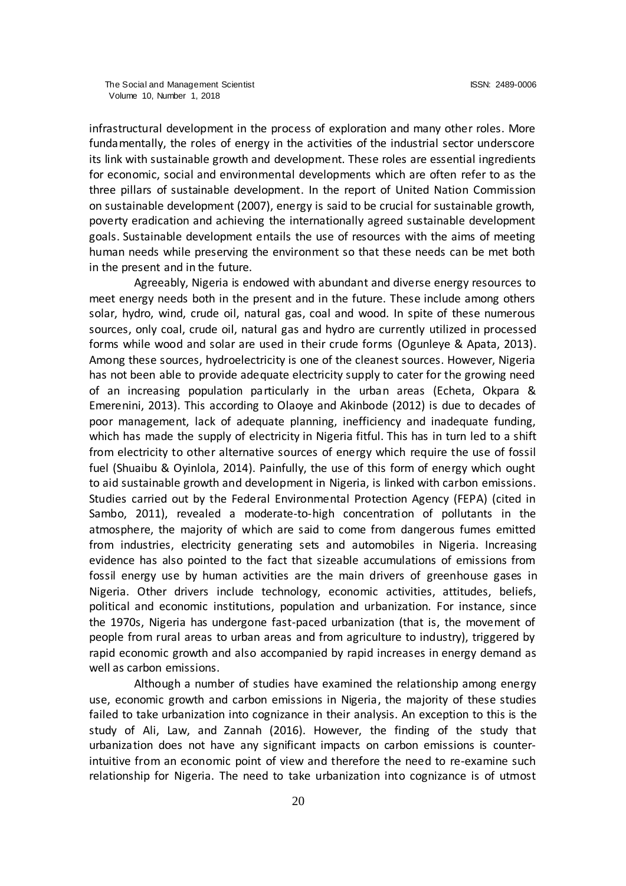infrastructural development in the process of exploration and many other roles. More fundamentally, the roles of energy in the activities of the industrial sector underscore its link with sustainable growth and development. These roles are essential ingredients for economic, social and environmental developments which are often refer to as the three pillars of sustainable development. In the report of United Nation Commission on sustainable development (2007), energy is said to be crucial for sustainable growth, poverty eradication and achieving the internationally agreed sustainable development goals. Sustainable development entails the use of resources with the aims of meeting human needs while preserving the environment so that these needs can be met both in the present and in the future.

Agreeably, Nigeria is endowed with abundant and diverse energy resources to meet energy needs both in the present and in the future. These include among others solar, hydro, wind, crude oil, natural gas, coal and wood. In spite of these numerous sources, only coal, crude oil, natural gas and hydro are currently utilized in processed forms while wood and solar are used in their crude forms (Ogunleye & Apata, 2013). Among these sources, hydroelectricity is one of the cleanest sources. However, Nigeria has not been able to provide adequate electricity supply to cater for the growing need of an increasing population particularly in the urban areas (Echeta, Okpara & Emerenini, 2013). This according to Olaoye and Akinbode (2012) is due to decades of poor management, lack of adequate planning, inefficiency and inadequate funding, which has made the supply of electricity in Nigeria fitful. This has in turn led to a shift from electricity to other alternative sources of energy which require the use of fossil fuel (Shuaibu & Oyinlola, 2014). Painfully, the use of this form of energy which ought to aid sustainable growth and development in Nigeria, is linked with carbon emissions. Studies carried out by the Federal Environmental Protection Agency (FEPA) (cited in Sambo, 2011), revealed a moderate-to-high concentration of pollutants in the atmosphere, the majority of which are said to come from dangerous fumes emitted from industries, electricity generating sets and automobiles in Nigeria. Increasing evidence has also pointed to the fact that sizeable accumulations of emissions from fossil energy use by human activities are the main drivers of greenhouse gases in Nigeria. Other drivers include technology, economic activities, attitudes, beliefs, political and economic institutions, population and urbanization. For instance, since the 1970s, Nigeria has undergone fast-paced urbanization (that is, the movement of people from rural areas to urban areas and from agriculture to industry), triggered by rapid economic growth and also accompanied by rapid increases in energy demand as well as carbon emissions.

Although a number of studies have examined the relationship among energy use, economic growth and carbon emissions in Nigeria, the majority of these studies failed to take urbanization into cognizance in their analysis. An exception to this is the study of Ali, Law, and Zannah (2016). However, the finding of the study that urbanization does not have any significant impacts on carbon emissions is counter-intuitive from an economic point of view and therefore the need to re-examine such relationship for Nigeria. The need to take urbanization into cognizance is of utmost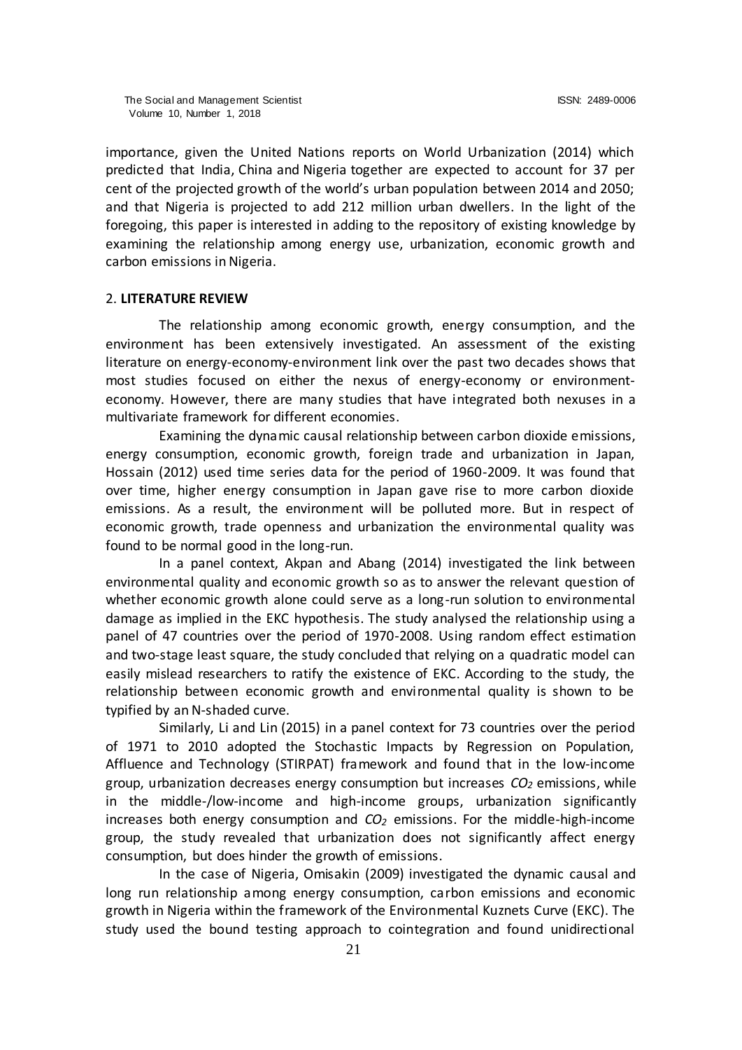importance, given the United Nations reports on World Urbanization (2014) which predicted that India, China and Nigeria together are expected to account for 37 per cent of the projected growth of the world's urban population between 2014 and 2050; and that Nigeria is projected to add 212 million urban dwellers. In the light of the foregoing, this paper is interested in adding to the repository of existing knowledge by examining the relationship among energy use, urbanization, economic growth and carbon emissions in Nigeria.

## 2. **LITERATURE REVIEW**

The relationship among economic growth, energy consumption, and the environment has been extensively investigated. An assessment of the existing literature on energy-economy-environment link over the past two decades shows that most studies focused on either the nexus of energy-economy or environment-economy. However, there are many studies that have integrated both nexuses in a multivariate framework for different economies.

Examining the dynamic causal relationship between carbon dioxide emissions, energy consumption, economic growth, foreign trade and urbanization in Japan, Hossain (2012) used time series data for the period of 1960-2009. It was found that over time, higher energy consumption in Japan gave rise to more carbon dioxide emissions. As a result, the environment will be polluted more. But in respect of economic growth, trade openness and urbanization the environmental quality was found to be normal good in the long-run.

In a panel context, Akpan and Abang (2014) investigated the link between environmental quality and economic growth so as to answer the relevant question of whether economic growth alone could serve as a long-run solution to environmental damage as implied in the EKC hypothesis. The study analysed the relationship using a panel of 47 countries over the period of 1970-2008. Using random effect estimation and two-stage least square, the study concluded that relying on a quadratic model can easily mislead researchers to ratify the existence of EKC. According to the study, the relationship between economic growth and environmental quality is shown to be typified by an N-shaded curve.

Similarly, Li and Lin (2015) in a panel context for 73 countries over the period of 1971 to 2010 adopted the Stochastic Impacts by Regression on Population, Affluence and Technology (STIRPAT) framework and found that in the low-income group, urbanization decreases energy consumption but increases $CO_2$ emissions, while in the middle-/low-income and high-income groups, urbanization significantly increases both energy consumption and $CO_2$ emissions. For the middle-high-income group, the study revealed that urbanization does not significantly affect energy consumption, but does hinder the growth of emissions.

In the case of Nigeria, Omisakin (2009) investigated the dynamic causal and long run relationship among energy consumption, carbon emissions and economic growth in Nigeria within the framework of the Environmental Kuznets Curve (EKC). The study used the bound testing approach to cointegration and found unidirectional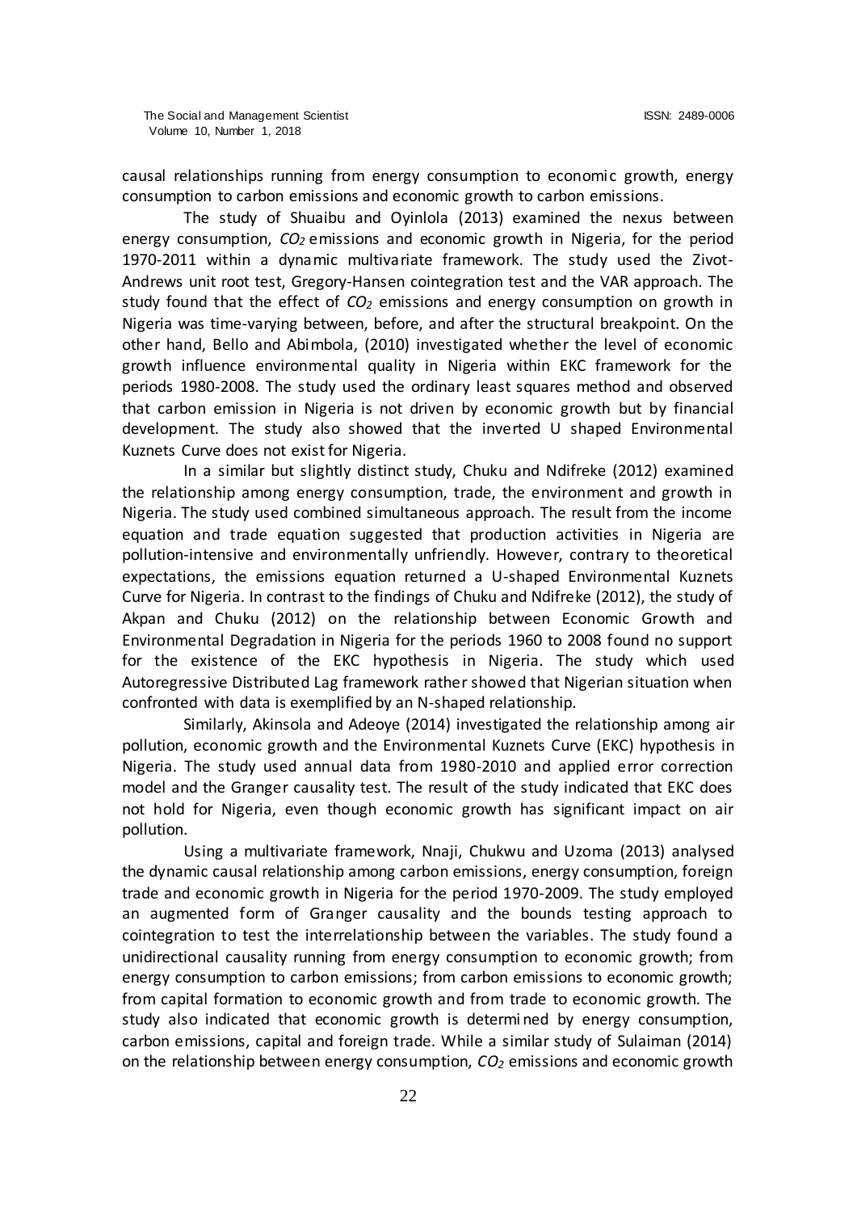causal relationships running from energy consumption to economic growth, energy consumption to carbon emissions and economic growth to carbon emissions.

The study of Shuaibu and Oyinlola (2013) examined the nexus between energy consumption, $CO_2$ emissions and economic growth in Nigeria, for the period 1970-2011 within a dynamic multivariate framework. The study used the Zivot-Andrews unit root test, Gregory-Hansen cointegration test and the VAR approach. The study found that the effect of $CO_2$ emissions and energy consumption on growth in Nigeria was time-varying between, before, and after the structural breakpoint. On the other hand, Bello and Abimbola, (2010) investigated whether the level of economic growth influence environmental quality in Nigeria within EKC framework for the periods 1980-2008. The study used the ordinary least squares method and observed that carbon emission in Nigeria is not driven by economic growth but by financial development. The study also showed that the inverted U shaped Environmental Kuznets Curve does not exist for Nigeria.

In a similar but slightly distinct study, Chuku and Ndifreke (2012) examined the relationship among energy consumption, trade, the environment and growth in Nigeria. The study used combined simultaneous approach. The result from the income equation and trade equation suggested that production activities in Nigeria are pollution-intensive and environmentally unfriendly. However, contrary to theoretical expectations, the emissions equation returned a U-shaped Environmental Kuznets Curve for Nigeria. In contrast to the findings of Chuku and Ndifreke (2012), the study of Akpan and Chuku (2012) on the relationship between Economic Growth and Environmental Degradation in Nigeria for the periods 1960 to 2008 found no support for the existence of the EKC hypothesis in Nigeria. The study which used Autoregressive Distributed Lag framework rather showed that Nigerian situation when confronted with data is exemplified by an N-shaped relationship.

Similarly, Akinsola and Adeoye (2014) investigated the relationship among air pollution, economic growth and the Environmental Kuznets Curve (EKC) hypothesis in Nigeria. The study used annual data from 1980-2010 and applied error correction model and the Granger causality test. The result of the study indicated that EKC does not hold for Nigeria, even though economic growth has significant impact on air pollution.

Using a multivariate framework, Nnaji, Chukwu and Uzoma (2013) analysed the dynamic causal relationship among carbon emissions, energy consumption, foreign trade and economic growth in Nigeria for the period 1970-2009. The study employed an augmented form of Granger causality and the bounds testing approach to cointegration to test the interrelationship between the variables. The study found a unidirectional causality running from energy consumption to economic growth; from energy consumption to carbon emissions; from carbon emissions to economic growth; from capital formation to economic growth and from trade to economic growth. The study also indicated that economic growth is determined by energy consumption, carbon emissions, capital and foreign trade. While a similar study of Sulaiman (2014) on the relationship between energy consumption, $CO_2$ emissions and economic growth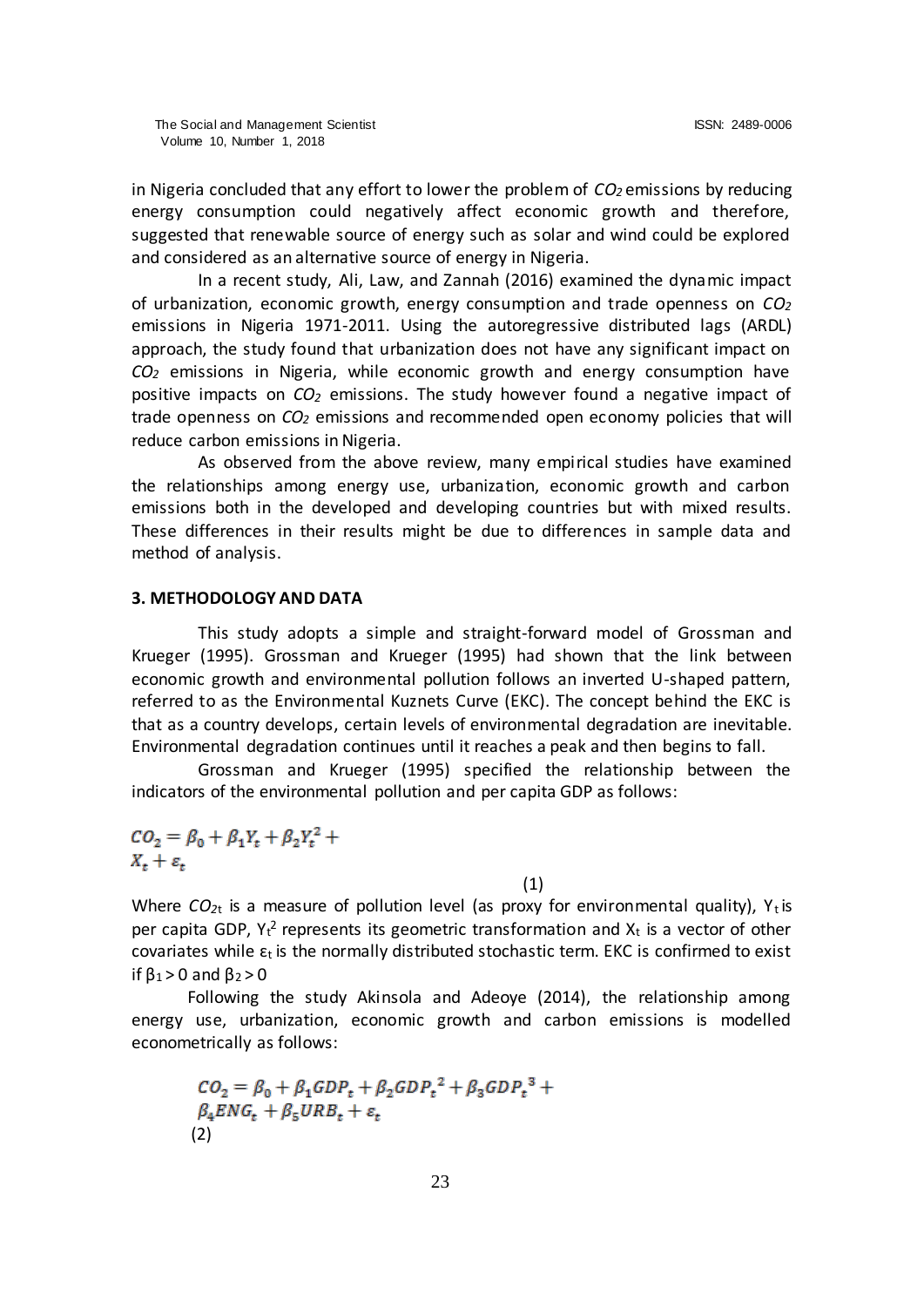in Nigeria concluded that any effort to lower the problem of $CO_2$ emissions by reducing energy consumption could negatively affect economic growth and therefore, suggested that renewable source of energy such as solar and wind could be explored and considered as an alternative source of energy in Nigeria.

In a recent study, Ali, Law, and Zannah (2016) examined the dynamic impact of urbanization, economic growth, energy consumption and trade openness on $CO_2$ emissions in Nigeria 1971-2011. Using the autoregressive distributed lags (ARDL) approach, the study found that urbanization does not have any significant impact on $CO_2$ emissions in Nigeria, while economic growth and energy consumption have positive impacts on $CO_2$ emissions. The study however found a negative impact of trade openness on $CO_2$ emissions and recommended open economy policies that will reduce carbon emissions in Nigeria.

As observed from the above review, many empirical studies have examined the relationships among energy use, urbanization, economic growth and carbon emissions both in the developed and developing countries but with mixed results. These differences in their results might be due to differences in sample data and method of analysis.

## 3. METHODOLOGY AND DATA

This study adopts a simple and straight-forward model of Grossman and Krueger (1995). Grossman and Krueger (1995) had shown that the link between economic growth and environmental pollution follows an inverted U-shaped pattern, referred to as the Environmental Kuznets Curve (EKC). The concept behind the EKC is that as a country develops, certain levels of environmental degradation are inevitable. Environmental degradation continues until it reaches a peak and then begins to fall.

Grossman and Krueger (1995) specified the relationship between the indicators of the environmental pollution and per capita GDP as follows:

$$CO_2 = \beta_0 + \beta_1 Y_t + \beta_2 Y_t^2 + X_t + \varepsilon_t \quad (1)$$

Where $CO_{2t}$ is a measure of pollution level (as proxy for environmental quality), $Y_t$ is per capita GDP, $Y_t^2$ represents its geometric transformation and $X_t$ is a vector of other covariates while $\varepsilon_t$ is the normally distributed stochastic term. EKC is confirmed to exist if $\beta_1 > 0$ and $\beta_2 > 0$

Following the study Akinsola and Adeoye (2014), the relationship among energy use, urbanization, economic growth and carbon emissions is modelled econometrically as follows:

$$CO_2 = \beta_0 + \beta_1 GDP_t + \beta_2 GDP_t^{\,2} + \beta_3 GDP_t^{\,3} + \beta_4 ENG_t + \beta_5 URB_t + \varepsilon_t \quad (2)$$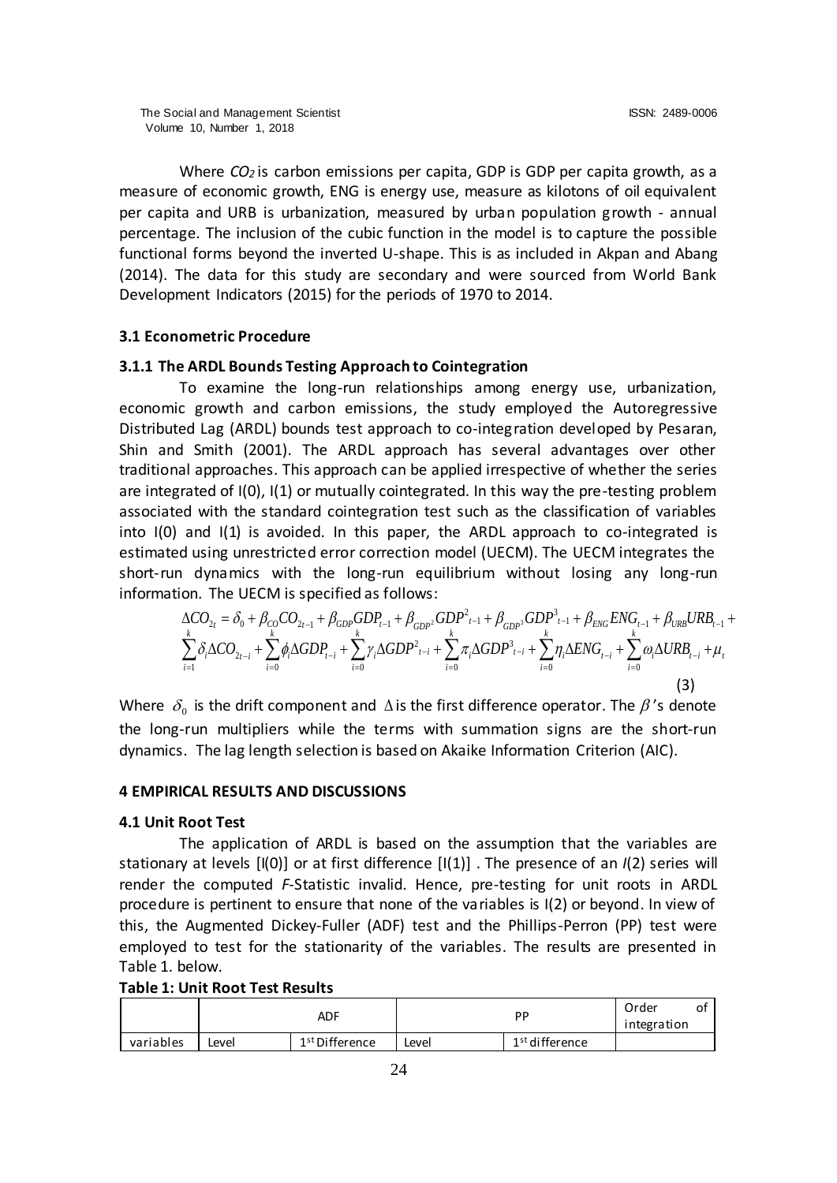Where $CO_2$ is carbon emissions per capita, GDP is GDP per capita growth, as a measure of economic growth, ENG is energy use, measure as kilotons of oil equivalent per capita and URB is urbanization, measured by urban population growth - annual percentage. The inclusion of the cubic function in the model is to capture the possible functional forms beyond the inverted U-shape. This is as included in Akpan and Abang (2014). The data for this study are secondary and were sourced from World Bank Development Indicators (2015) for the periods of 1970 to 2014.

### 3.1 Econometric Procedure

#### 3.1.1 The ARDL Bounds Testing Approach to Cointegration

To examine the long-run relationships among energy use, urbanization, economic growth and carbon emissions, the study employed the Autoregressive Distributed Lag (ARDL) bounds test approach to co-integration developed by Pesaran, Shin and Smith (2001). The ARDL approach has several advantages over other traditional approaches. This approach can be applied irrespective of whether the series are integrated of I(0), I(1) or mutually cointegrated. In this way the pre-testing problem associated with the standard cointegration test such as the classification of variables into I(0) and I(1) is avoided. In this paper, the ARDL approach to co-integrated is estimated using unrestricted error correction model (UECM). The UECM integrates the short-run dynamics with the long-run equilibrium without losing any long-run information. The UECM is specified as follows:

$$\Delta CO_{2t} = \delta_0 + \beta_{CO} CO_{2t-1} + \beta_{GDP} GDP_{t-1} + \beta_{GDP^2} GDP^2{}_{t-1} + \beta_{GDP^3} GDP^3{}_{t-1} + \beta_{ENG} ENG_{t-1} + \beta_{URB} URB_{t-1} + \sum_{i=1}^{k} \delta_i \Delta CO_{2t-i} + \sum_{i=0}^{k} \phi_i \Delta GDP_{t-i} + \sum_{i=0}^{k} \gamma_i \Delta GDP^2{}_{t-i} + \sum_{i=0}^{k} \pi_i \Delta GDP^3{}_{t-i} + \sum_{i=0}^{k} \eta_i \Delta ENG_{t-i} + \sum_{i=0}^{k} \omega_i \Delta URB_{t-i} + \mu_t \quad (3)$$

Where $\delta_0$ is the drift component and $\Delta$ is the first difference operator. The $\beta$'s denote the long-run multipliers while the terms with summation signs are the short-run dynamics. The lag length selection is based on Akaike Information Criterion (AIC).

## 4 EMPIRICAL RESULTS AND DISCUSSIONS

### 4.1 Unit Root Test

The application of ARDL is based on the assumption that the variables are stationary at levels [I(0)] or at first difference [I(1)] . The presence of an *I*(2) series will render the computed *F*-Statistic invalid. Hence, pre-testing for unit roots in ARDL procedure is pertinent to ensure that none of the variables is I(2) or beyond. In view of this, the Augmented Dickey-Fuller (ADF) test and the Phillips-Perron (PP) test were employed to test for the stationarity of the variables. The results are presented in Table 1. below.

**Table 1: Unit Root Test Results**

| | ADF | | PP | | Order of integration |
|---|---|---|---|---|---|
| variables | Level | 1st Difference | Level | 1st difference | |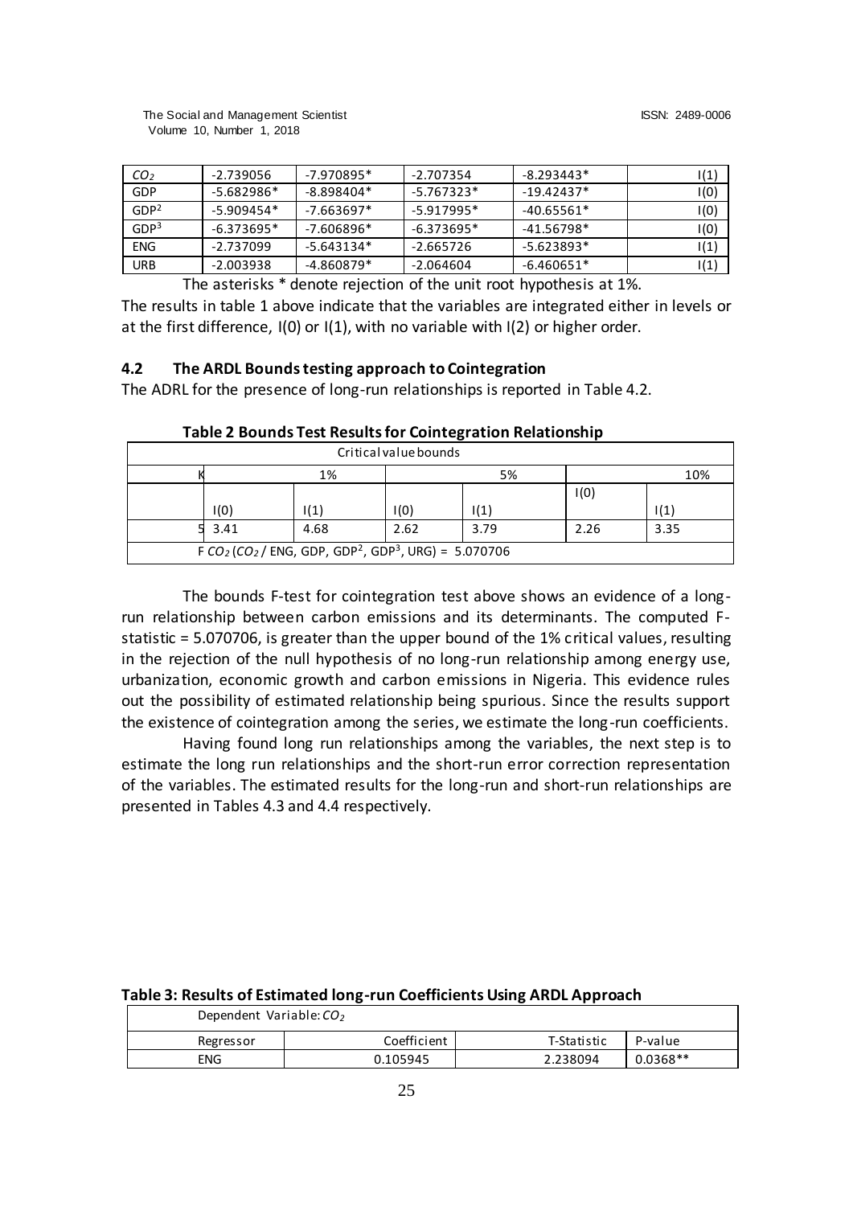| $CO_2$ | -2.739056 | -7.970895* | -2.707354 | -8.293443* | I(1) |
|---|---|---|---|---|---|
| GDP | -5.682986* | -8.898404* | -5.767323* | -19.42437* | I(0) |
| $GDP^2$ | -5.909454* | -7.663697* | -5.917995* | -40.65561* | I(0) |
| $GDP^3$ | -6.373695* | -7.606896* | -6.373695* | -41.56798* | I(0) |
| ENG | -2.737099 | -5.643134* | -2.665726 | -5.623893* | I(1) |
| URB | -2.003938 | -4.860879* | -2.064604 | -6.460651* | I(1) |

The asterisks * denote rejection of the unit root hypothesis at 1%.

The results in table 1 above indicate that the variables are integrated either in levels or at the first difference, I(0) or I(1), with no variable with I(2) or higher order.

## 4.2 The ARDL Bounds testing approach to Cointegration

The ADRL for the presence of long-run relationships is reported in Table 4.2.

**Table 2 Bounds Test Results for Cointegration Relationship**

| Critical value bounds | | | | | | |
|---|---|---|---|---|---|---|
| K | 1% | | 5% | | 10% | |
| | I(0) | I(1) | I(0) | I(1) | I(0) | I(1) |
| 5 | 3.41 | 4.68 | 2.62 | 3.79 | 2.26 | 3.35 |
| F $CO_2$ ($CO_2$ / ENG, GDP, $GDP^2$, $GDP^3$, URG) = 5.070706 | | | | | | |

The bounds F-test for cointegration test above shows an evidence of a long-run relationship between carbon emissions and its determinants. The computed F-statistic = 5.070706, is greater than the upper bound of the 1% critical values, resulting in the rejection of the null hypothesis of no long-run relationship among energy use, urbanization, economic growth and carbon emissions in Nigeria. This evidence rules out the possibility of estimated relationship being spurious. Since the results support the existence of cointegration among the series, we estimate the long-run coefficients.

Having found long run relationships among the variables, the next step is to estimate the long run relationships and the short-run error correction representation of the variables. The estimated results for the long-run and short-run relationships are presented in Tables 4.3 and 4.4 respectively.

**Table 3: Results of Estimated long-run Coefficients Using ARDL Approach**

| Dependent Variable: $CO_2$ | | | |
|---|---|---|---|
| Regressor | Coefficient | T-Statistic | P-value |
| ENG | 0.105945 | 2.238094 | 0.0368** |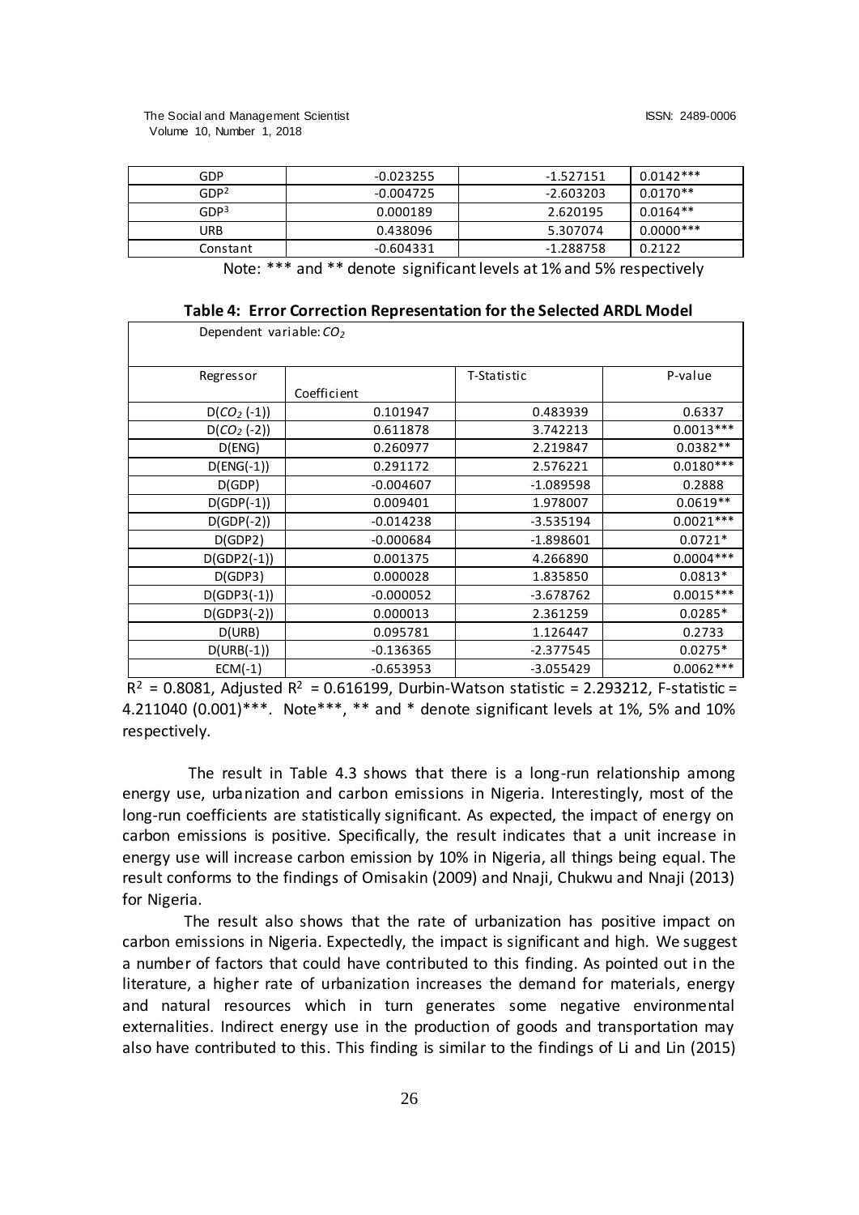| GDP | -0.023255 | -1.527151 | 0.0142*** |
|---|---|---|---|
| $GDP^2$ | -0.004725 | -2.603203 | 0.0170** |
| $GDP^3$ | 0.000189 | 2.620195 | 0.0164** |
| URB | 0.438096 | 5.307074 | 0.0000*** |
| Constant | -0.604331 | -1.288758 | 0.2122 |

Note: *** and ** denote significant levels at 1% and 5% respectively

**Table 4: Error Correction Representation for the Selected ARDL Model**

Dependent variable: $CO_2$

| Regressor | Coefficient | T-Statistic | P-value |
|---|---|---|---|
| $D(CO_2(-1))$ | 0.101947 | 0.483939 | 0.6337 |
| $D(CO_2(-2))$ | 0.611878 | 3.742213 | 0.0013*** |
| D(ENG) | 0.260977 | 2.219847 | 0.0382** |
| D(ENG(-1)) | 0.291172 | 2.576221 | 0.0180*** |
| D(GDP) | -0.004607 | -1.089598 | 0.2888 |
| D(GDP(-1)) | 0.009401 | 1.978007 | 0.0619** |
| D(GDP(-2)) | -0.014238 | -3.535194 | 0.0021*** |
| D(GDP2) | -0.000684 | -1.898601 | 0.0721* |
| D(GDP2(-1)) | 0.001375 | 4.266890 | 0.0004*** |
| D(GDP3) | 0.000028 | 1.835850 | 0.0813* |
| D(GDP3(-1)) | -0.000052 | -3.678762 | 0.0015*** |
| D(GDP3(-2)) | 0.000013 | 2.361259 | 0.0285* |
| D(URB) | 0.095781 | 1.126447 | 0.2733 |
| D(URB(-1)) | -0.136365 | -2.377545 | 0.0275* |
| ECM(-1) | -0.653953 | -3.055429 | 0.0062*** |

$R^2$ = 0.8081, Adjusted $R^2$ = 0.616199, Durbin-Watson statistic = 2.293212, F-statistic = 4.211040 (0.001)***. Note***, ** and * denote significant levels at 1%, 5% and 10% respectively.

The result in Table 4.3 shows that there is a long-run relationship among energy use, urbanization and carbon emissions in Nigeria. Interestingly, most of the long-run coefficients are statistically significant. As expected, the impact of energy on carbon emissions is positive. Specifically, the result indicates that a unit increase in energy use will increase carbon emission by 10% in Nigeria, all things being equal. The result conforms to the findings of Omisakin (2009) and Nnaji, Chukwu and Nnaji (2013) for Nigeria.

The result also shows that the rate of urbanization has positive impact on carbon emissions in Nigeria. Expectedly, the impact is significant and high. We suggest a number of factors that could have contributed to this finding. As pointed out in the literature, a higher rate of urbanization increases the demand for materials, energy and natural resources which in turn generates some negative environmental externalities. Indirect energy use in the production of goods and transportation may also have contributed to this. This finding is similar to the findings of Li and Lin (2015)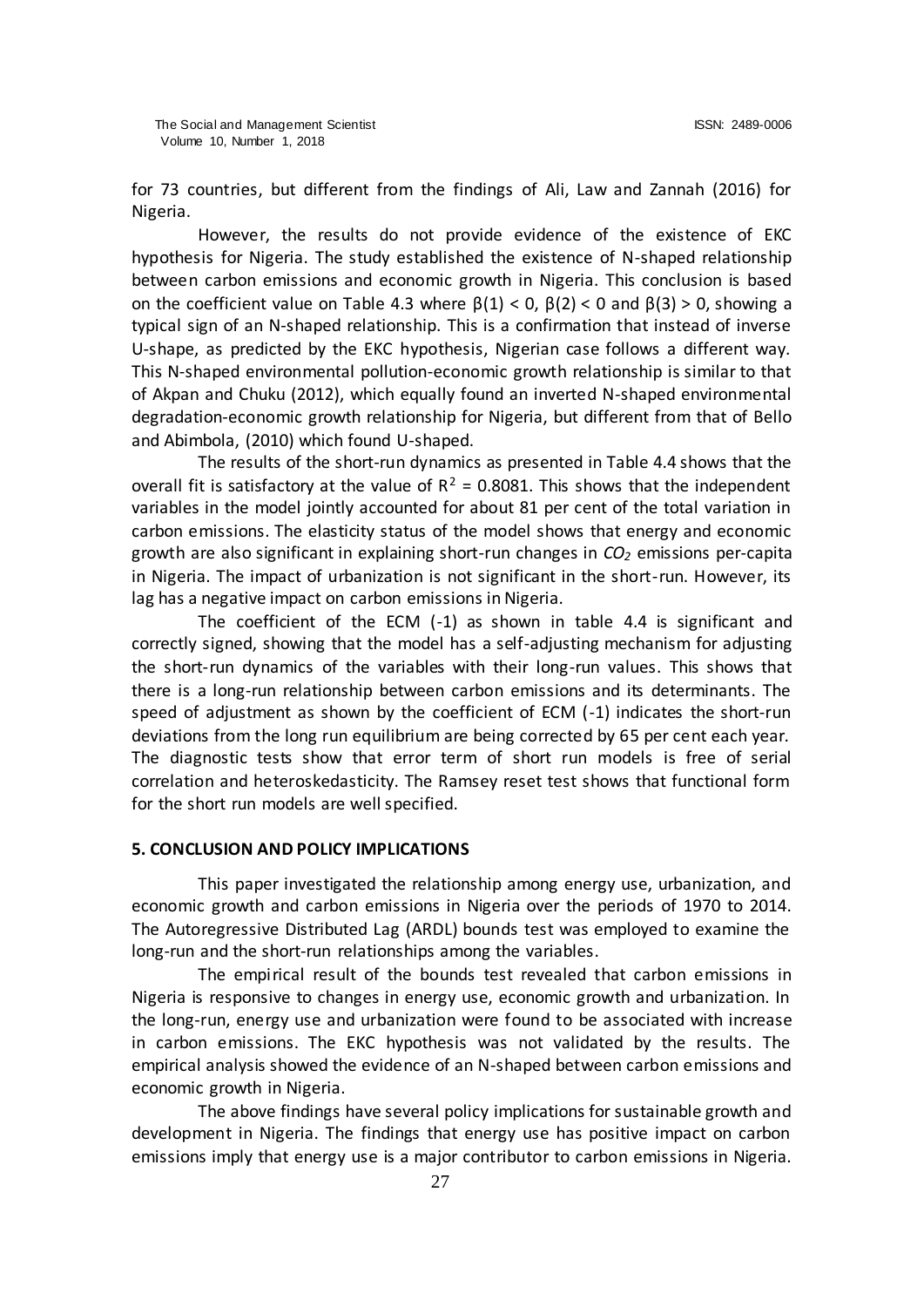for 73 countries, but different from the findings of Ali, Law and Zannah (2016) for Nigeria.

However, the results do not provide evidence of the existence of EKC hypothesis for Nigeria. The study established the existence of N-shaped relationship between carbon emissions and economic growth in Nigeria. This conclusion is based on the coefficient value on Table 4.3 where $\beta(1) < 0$, $\beta(2) < 0$ and $\beta(3) > 0$, showing a typical sign of an N-shaped relationship. This is a confirmation that instead of inverse U-shape, as predicted by the EKC hypothesis, Nigerian case follows a different way. This N-shaped environmental pollution-economic growth relationship is similar to that of Akpan and Chuku (2012), which equally found an inverted N-shaped environmental degradation-economic growth relationship for Nigeria, but different from that of Bello and Abimbola, (2010) which found U-shaped.

The results of the short-run dynamics as presented in Table 4.4 shows that the overall fit is satisfactory at the value of $R^2 = 0.8081$. This shows that the independent variables in the model jointly accounted for about 81 per cent of the total variation in carbon emissions. The elasticity status of the model shows that energy and economic growth are also significant in explaining short-run changes in $CO_2$ emissions per-capita in Nigeria. The impact of urbanization is not significant in the short-run. However, its lag has a negative impact on carbon emissions in Nigeria.

The coefficient of the ECM (-1) as shown in table 4.4 is significant and correctly signed, showing that the model has a self-adjusting mechanism for adjusting the short-run dynamics of the variables with their long-run values. This shows that there is a long-run relationship between carbon emissions and its determinants. The speed of adjustment as shown by the coefficient of ECM (-1) indicates the short-run deviations from the long run equilibrium are being corrected by 65 per cent each year. The diagnostic tests show that error term of short run models is free of serial correlation and heteroskedasticity. The Ramsey reset test shows that functional form for the short run models are well specified.

## 5. CONCLUSION AND POLICY IMPLICATIONS

This paper investigated the relationship among energy use, urbanization, and economic growth and carbon emissions in Nigeria over the periods of 1970 to 2014. The Autoregressive Distributed Lag (ARDL) bounds test was employed to examine the long-run and the short-run relationships among the variables.

The empirical result of the bounds test revealed that carbon emissions in Nigeria is responsive to changes in energy use, economic growth and urbanization. In the long-run, energy use and urbanization were found to be associated with increase in carbon emissions. The EKC hypothesis was not validated by the results. The empirical analysis showed the evidence of an N-shaped between carbon emissions and economic growth in Nigeria.

The above findings have several policy implications for sustainable growth and development in Nigeria. The findings that energy use has positive impact on carbon emissions imply that energy use is a major contributor to carbon emissions in Nigeria.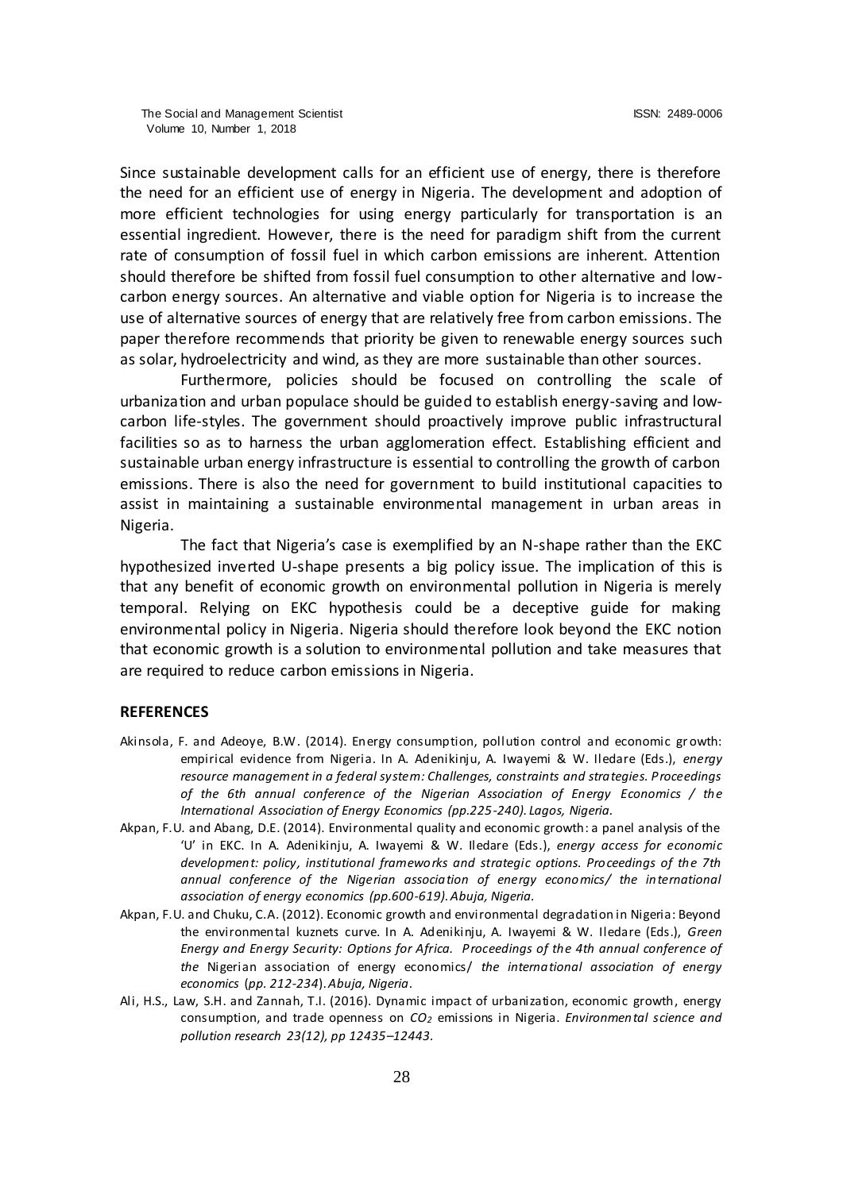Since sustainable development calls for an efficient use of energy, there is therefore the need for an efficient use of energy in Nigeria. The development and adoption of more efficient technologies for using energy particularly for transportation is an essential ingredient. However, there is the need for paradigm shift from the current rate of consumption of fossil fuel in which carbon emissions are inherent. Attention should therefore be shifted from fossil fuel consumption to other alternative and low-carbon energy sources. An alternative and viable option for Nigeria is to increase the use of alternative sources of energy that are relatively free from carbon emissions. The paper therefore recommends that priority be given to renewable energy sources such as solar, hydroelectricity and wind, as they are more sustainable than other sources.

Furthermore, policies should be focused on controlling the scale of urbanization and urban populace should be guided to establish energy-saving and low-carbon life-styles. The government should proactively improve public infrastructural facilities so as to harness the urban agglomeration effect. Establishing efficient and sustainable urban energy infrastructure is essential to controlling the growth of carbon emissions. There is also the need for government to build institutional capacities to assist in maintaining a sustainable environmental management in urban areas in Nigeria.

The fact that Nigeria's case is exemplified by an N-shape rather than the EKC hypothesized inverted U-shape presents a big policy issue. The implication of this is that any benefit of economic growth on environmental pollution in Nigeria is merely temporal. Relying on EKC hypothesis could be a deceptive guide for making environmental policy in Nigeria. Nigeria should therefore look beyond the EKC notion that economic growth is a solution to environmental pollution and take measures that are required to reduce carbon emissions in Nigeria.

## REFERENCES

Akinsola, F. and Adeoye, B.W. (2014). Energy consumption, pollution control and economic growth: empirical evidence from Nigeria. In A. Adenikinju, A. Iwayemi & W. Iledare (Eds.), *energy resource management in a federal system: Challenges, constraints and strategies. Proceedings of the 6th annual conference of the Nigerian Association of Energy Economics / the International Association of Energy Economics (pp.225-240). Lagos, Nigeria.*

Akpan, F.U. and Abang, D.E. (2014). Environmental quality and economic growth: a panel analysis of the 'U' in EKC. In A. Adenikinju, A. Iwayemi & W. Iledare (Eds.), *energy access for economic development: policy, institutional frameworks and strategic options. Proceedings of the 7th annual conference of the Nigerian association of energy economics/ the international association of energy economics (pp.600-619). Abuja, Nigeria.*

Akpan, F.U. and Chuku, C.A. (2012). Economic growth and environmental degradation in Nigeria: Beyond the environmental kuznets curve. In A. Adenikinju, A. Iwayemi & W. Iledare (Eds.), *Green Energy and Energy Security: Options for Africa. Proceedings of the 4th annual conference of the* Nigerian association of energy economics/ *the international association of energy economics (pp. 212-234). Abuja, Nigeria*.

Ali, H.S., Law, S.H. and Zannah, T.I. (2016). Dynamic impact of urbanization, economic growth, energy consumption, and trade openness on $CO_2$ emissions in Nigeria. *Environmental science and pollution research 23(12), pp 12435–12443.*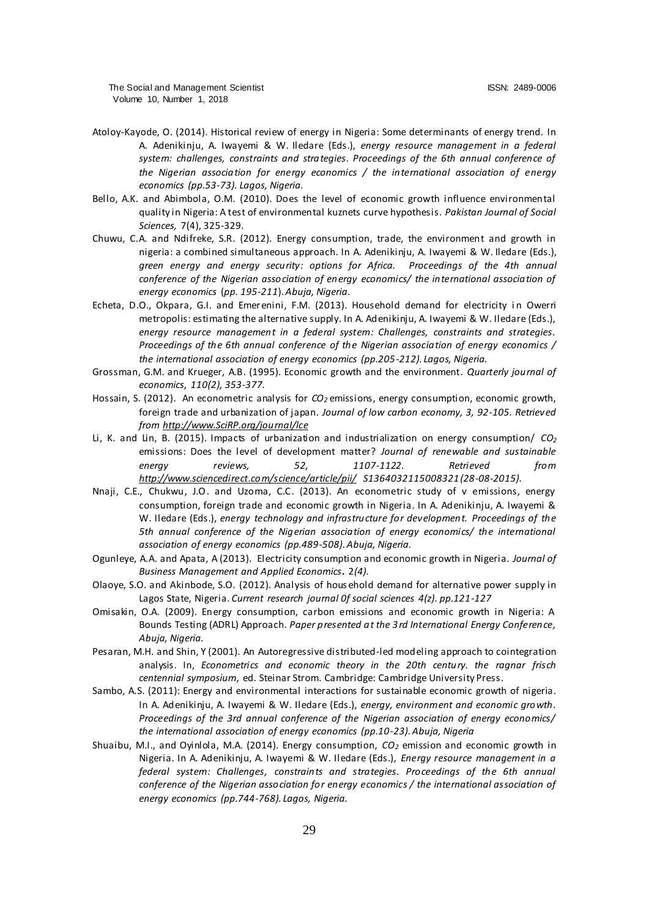Atoloy-Kayode, O. (2014). Historical review of energy in Nigeria: Some determinants of energy trend. In A. Adenikinju, A. Iwayemi & W. Iledare (Eds.), *energy resource management in a federal system: challenges, constraints and strategies. Proceedings of the 6th annual conference of the Nigerian association for energy economics / the international association of energy economics (pp.53-73). Lagos, Nigeria.*

Bello, A.K. and Abimbola, O.M. (2010). Does the level of economic growth influence environmental quality in Nigeria: A test of environmental kuznets curve hypothesis. *Pakistan Journal of Social Sciences,* 7(4), 325-329.

Chuwu, C.A. and Ndifreke, S.R. (2012). Energy consumption, trade, the environment and growth in nigeria: a combined simultaneous approach. In A. Adenikinju, A. Iwayemi & W. Iledare (Eds.), *green energy and energy security: options for Africa. Proceedings of the 4th annual conference of the Nigerian association of energy economics/ the international association of energy economics* (*pp. 195-211*). *Abuja, Nigeria*.

Echeta, D.O., Okpara, G.I. and Emerenini, F.M. (2013). Household demand for electricity in Owerri metropolis: estimating the alternative supply. In A. Adenikinju, A. Iwayemi & W. Iledare (Eds.), *energy resource management in a federal system: Challenges, constraints and strategies. Proceedings of the 6th annual conference of the Nigerian association of energy economics / the international association of energy economics (pp.205-212). Lagos, Nigeria.*

Grossman, G.M. and Krueger, A.B. (1995). Economic growth and the environment. *Quarterly journal of economics*, *110(2), 353-377.*

Hossain, S. (2012). An econometric analysis for $CO_2$ emissions, energy consumption, economic growth, foreign trade and urbanization of japan. *Journal of low carbon economy, 3, 92-105. Retrieved from http://www.SciRP.org/journal/lce*

Li, K. and Lin, B. (2015). Impacts of urbanization and industrialization on energy consumption/ $CO_2$ emissions: Does the level of development matter? *Journal of renewable and sustainable energy reviews, 52, 1107-1122. Retrieved from http://www.sciencedirect.com/science/article/pii/ S1364032115008321(28-08-2015).*

Nnaji, C.E., Chukwu, J.O. and Uzoma, C.C. (2013). An econometric study of v emissions, energy consumption, foreign trade and economic growth in Nigeria. In A. Adenikinju, A. Iwayemi & W. Iledare (Eds.), *energy technology and infrastructure for development. Proceedings of the 5th annual conference of the Nigerian association of energy economics/ the international association of energy economics (pp.489-508). Abuja, Nigeria.*

Ogunleye, A.A. and Apata, A (2013). Electricity consumption and economic growth in Nigeria. *Journal of Business Management and Applied Economics*. 2*(4).*

Olaoye, S.O. and Akinbode, S.O. (2012). Analysis of household demand for alternative power supply in Lagos State, Nigeria. *Current research journal 0f social sciences 4(z). pp.121-127*

Omisakin, O.A. (2009). Energy consumption, carbon emissions and economic growth in Nigeria: A Bounds Testing (ADRL) Approach. *Paper presented at the 3rd International Energy Conference, Abuja, Nigeria.*

Pesaran, M.H. and Shin, Y (2001). An Autoregressive distributed-led modeling approach to cointegration analysis. In, *Econometrics and economic theory in the 20th century. the ragnar frisch centennial symposium*, ed. Steinar Strom. Cambridge: Cambridge University Press.

Sambo, A.S. (2011): Energy and environmental interactions for sustainable economic growth of nigeria. In A. Adenikinju, A. Iwayemi & W. Iledare (Eds.), *energy, environment and economic growth. Proceedings of the 3rd annual conference of the Nigerian association of energy economics/ the international association of energy economics (pp.10-23). Abuja, Nigeria*

Shuaibu, M.I., and Oyinlola, M.A. (2014). Energy consumption, $CO_2$ emission and economic growth in Nigeria. In A. Adenikinju, A. Iwayemi & W. Iledare (Eds.), *Energy resource management in a federal system: Challenges, constraints and strategies. Proceedings of the 6th annual conference of the Nigerian association for energy economics / the international association of energy economics (pp.744-768). Lagos, Nigeria.*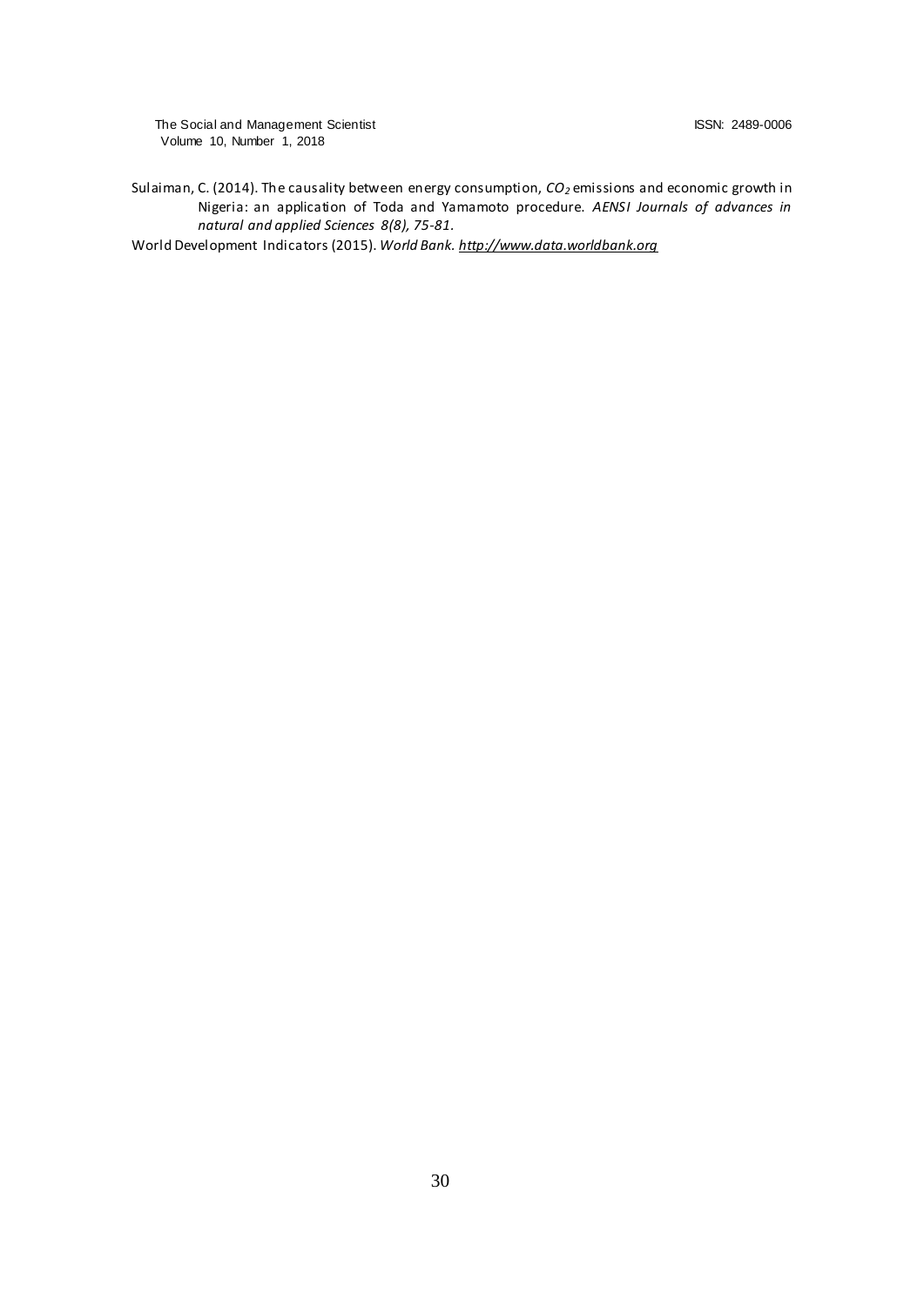Sulaiman, C. (2014). The causality between energy consumption, $CO_2$ emissions and economic growth in Nigeria: an application of Toda and Yamamoto procedure. *AENSI Journals of advances in natural and applied Sciences 8(8), 75-81*.

World Development Indicators (2015). *World Bank.* http://www.data.worldbank.org